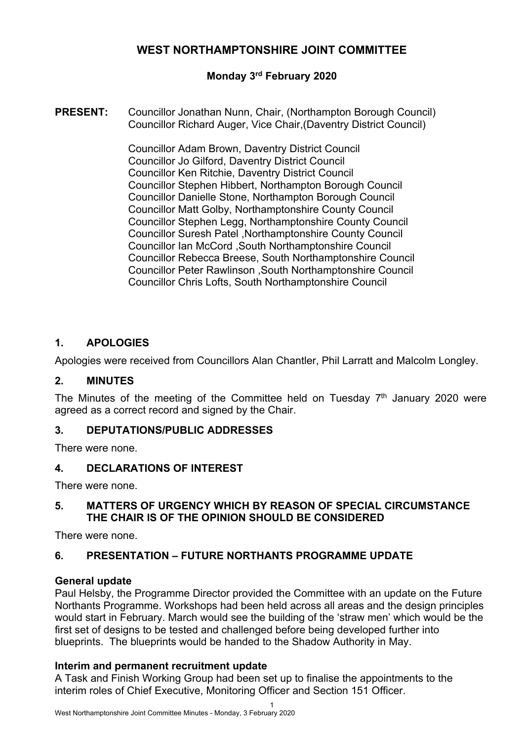# WEST NORTHAMPTONSHIRE JOINT COMMITTEE

**Monday 3rd February 2020**

**PRESENT:** Councillor Jonathan Nunn, Chair, (Northampton Borough Council)
Councillor Richard Auger, Vice Chair,(Daventry District Council)

Councillor Adam Brown, Daventry District Council
Councillor Jo Gilford, Daventry District Council
Councillor Ken Ritchie, Daventry District Council
Councillor Stephen Hibbert, Northampton Borough Council
Councillor Danielle Stone, Northampton Borough Council
Councillor Matt Golby, Northamptonshire County Council
Councillor Stephen Legg, Northamptonshire County Council
Councillor Suresh Patel ,Northamptonshire County Council
Councillor Ian McCord ,South Northamptonshire Council
Councillor Rebecca Breese, South Northamptonshire Council
Councillor Peter Rawlinson ,South Northamptonshire Council
Councillor Chris Lofts, South Northamptonshire Council

## 1. APOLOGIES

Apologies were received from Councillors Alan Chantler, Phil Larratt and Malcolm Longley.

## 2. MINUTES

The Minutes of the meeting of the Committee held on Tuesday 7th January 2020 were agreed as a correct record and signed by the Chair.

## 3. DEPUTATIONS/PUBLIC ADDRESSES

There were none.

## 4. DECLARATIONS OF INTEREST

There were none.

## 5. MATTERS OF URGENCY WHICH BY REASON OF SPECIAL CIRCUMSTANCE THE CHAIR IS OF THE OPINION SHOULD BE CONSIDERED

There were none.

## 6. PRESENTATION – FUTURE NORTHANTS PROGRAMME UPDATE

### General update

Paul Helsby, the Programme Director provided the Committee with an update on the Future Northants Programme. Workshops had been held across all areas and the design principles would start in February. March would see the building of the 'straw men' which would be the first set of designs to be tested and challenged before being developed further into blueprints. The blueprints would be handed to the Shadow Authority in May.

### Interim and permanent recruitment update

A Task and Finish Working Group had been set up to finalise the appointments to the interim roles of Chief Executive, Monitoring Officer and Section 151 Officer.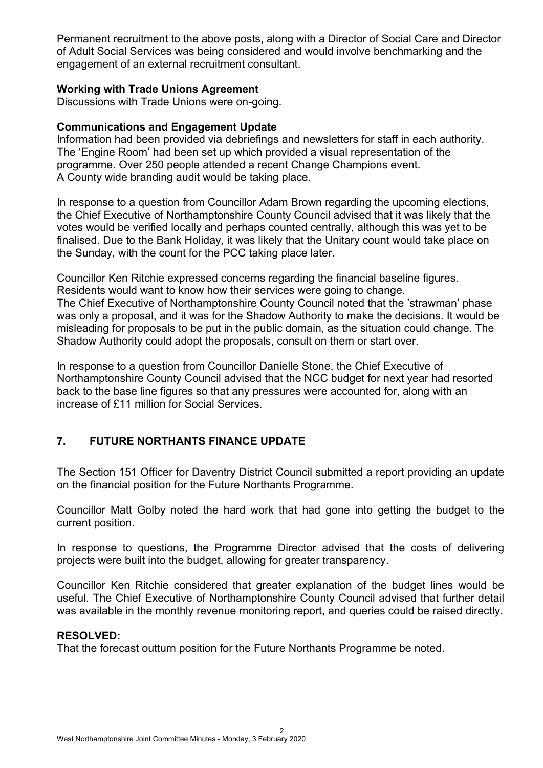Permanent recruitment to the above posts, along with a Director of Social Care and Director of Adult Social Services was being considered and would involve benchmarking and the engagement of an external recruitment consultant.

**Working with Trade Unions Agreement**
Discussions with Trade Unions were on-going.

**Communications and Engagement Update**
Information had been provided via debriefings and newsletters for staff in each authority. The 'Engine Room' had been set up which provided a visual representation of the programme. Over 250 people attended a recent Change Champions event.
A County wide branding audit would be taking place.

In response to a question from Councillor Adam Brown regarding the upcoming elections, the Chief Executive of Northamptonshire County Council advised that it was likely that the votes would be verified locally and perhaps counted centrally, although this was yet to be finalised. Due to the Bank Holiday, it was likely that the Unitary count would take place on the Sunday, with the count for the PCC taking place later.

Councillor Ken Ritchie expressed concerns regarding the financial baseline figures. Residents would want to know how their services were going to change.
The Chief Executive of Northamptonshire County Council noted that the 'strawman' phase was only a proposal, and it was for the Shadow Authority to make the decisions. It would be misleading for proposals to be put in the public domain, as the situation could change. The Shadow Authority could adopt the proposals, consult on them or start over.

In response to a question from Councillor Danielle Stone, the Chief Executive of Northamptonshire County Council advised that the NCC budget for next year had resorted back to the base line figures so that any pressures were accounted for, along with an increase of £11 million for Social Services.

## 7. FUTURE NORTHANTS FINANCE UPDATE

The Section 151 Officer for Daventry District Council submitted a report providing an update on the financial position for the Future Northants Programme.

Councillor Matt Golby noted the hard work that had gone into getting the budget to the current position.

In response to questions, the Programme Director advised that the costs of delivering projects were built into the budget, allowing for greater transparency.

Councillor Ken Ritchie considered that greater explanation of the budget lines would be useful. The Chief Executive of Northamptonshire County Council advised that further detail was available in the monthly revenue monitoring report, and queries could be raised directly.

**RESOLVED:**
That the forecast outturn position for the Future Northants Programme be noted.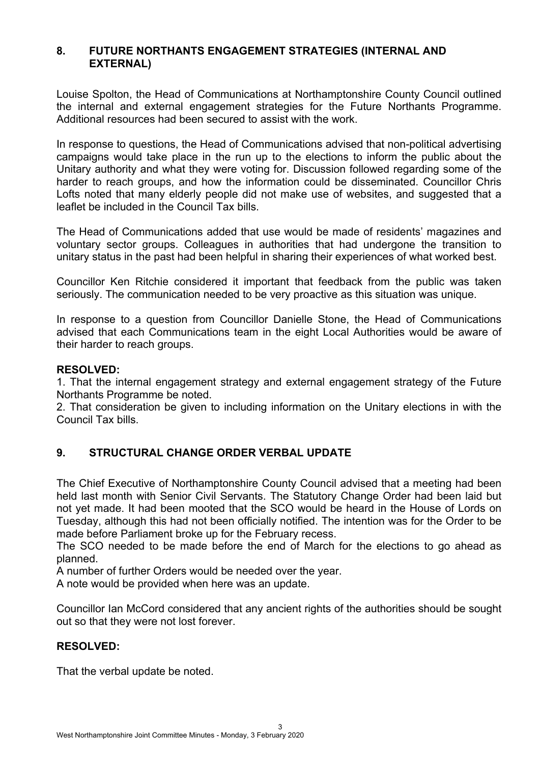## 8. FUTURE NORTHANTS ENGAGEMENT STRATEGIES (INTERNAL AND EXTERNAL)

Louise Spolton, the Head of Communications at Northamptonshire County Council outlined the internal and external engagement strategies for the Future Northants Programme. Additional resources had been secured to assist with the work.

In response to questions, the Head of Communications advised that non-political advertising campaigns would take place in the run up to the elections to inform the public about the Unitary authority and what they were voting for. Discussion followed regarding some of the harder to reach groups, and how the information could be disseminated. Councillor Chris Lofts noted that many elderly people did not make use of websites, and suggested that a leaflet be included in the Council Tax bills.

The Head of Communications added that use would be made of residents' magazines and voluntary sector groups. Colleagues in authorities that had undergone the transition to unitary status in the past had been helpful in sharing their experiences of what worked best.

Councillor Ken Ritchie considered it important that feedback from the public was taken seriously. The communication needed to be very proactive as this situation was unique.

In response to a question from Councillor Danielle Stone, the Head of Communications advised that each Communications team in the eight Local Authorities would be aware of their harder to reach groups.

**RESOLVED:**

1. That the internal engagement strategy and external engagement strategy of the Future Northants Programme be noted.
2. That consideration be given to including information on the Unitary elections in with the Council Tax bills.

## 9. STRUCTURAL CHANGE ORDER VERBAL UPDATE

The Chief Executive of Northamptonshire County Council advised that a meeting had been held last month with Senior Civil Servants. The Statutory Change Order had been laid but not yet made. It had been mooted that the SCO would be heard in the House of Lords on Tuesday, although this had not been officially notified. The intention was for the Order to be made before Parliament broke up for the February recess.
The SCO needed to be made before the end of March for the elections to go ahead as planned.
A number of further Orders would be needed over the year.
A note would be provided when here was an update.

Councillor Ian McCord considered that any ancient rights of the authorities should be sought out so that they were not lost forever.

**RESOLVED:**

That the verbal update be noted.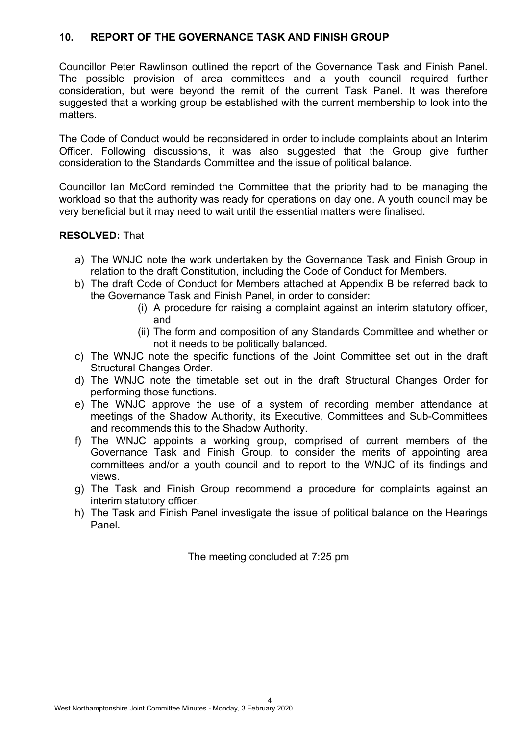## 10. REPORT OF THE GOVERNANCE TASK AND FINISH GROUP

Councillor Peter Rawlinson outlined the report of the Governance Task and Finish Panel. The possible provision of area committees and a youth council required further consideration, but were beyond the remit of the current Task Panel. It was therefore suggested that a working group be established with the current membership to look into the matters.

The Code of Conduct would be reconsidered in order to include complaints about an Interim Officer. Following discussions, it was also suggested that the Group give further consideration to the Standards Committee and the issue of political balance.

Councillor Ian McCord reminded the Committee that the priority had to be managing the workload so that the authority was ready for operations on day one. A youth council may be very beneficial but it may need to wait until the essential matters were finalised.

**RESOLVED:** That

a) The WNJC note the work undertaken by the Governance Task and Finish Group in relation to the draft Constitution, including the Code of Conduct for Members.
b) The draft Code of Conduct for Members attached at Appendix B be referred back to the Governance Task and Finish Panel, in order to consider:
   (i) A procedure for raising a complaint against an interim statutory officer, and
   (ii) The form and composition of any Standards Committee and whether or not it needs to be politically balanced.
c) The WNJC note the specific functions of the Joint Committee set out in the draft Structural Changes Order.
d) The WNJC note the timetable set out in the draft Structural Changes Order for performing those functions.
e) The WNJC approve the use of a system of recording member attendance at meetings of the Shadow Authority, its Executive, Committees and Sub-Committees and recommends this to the Shadow Authority.
f) The WNJC appoints a working group, comprised of current members of the Governance Task and Finish Group, to consider the merits of appointing area committees and/or a youth council and to report to the WNJC of its findings and views.
g) The Task and Finish Group recommend a procedure for complaints against an interim statutory officer.
h) The Task and Finish Panel investigate the issue of political balance on the Hearings Panel.

The meeting concluded at 7:25 pm